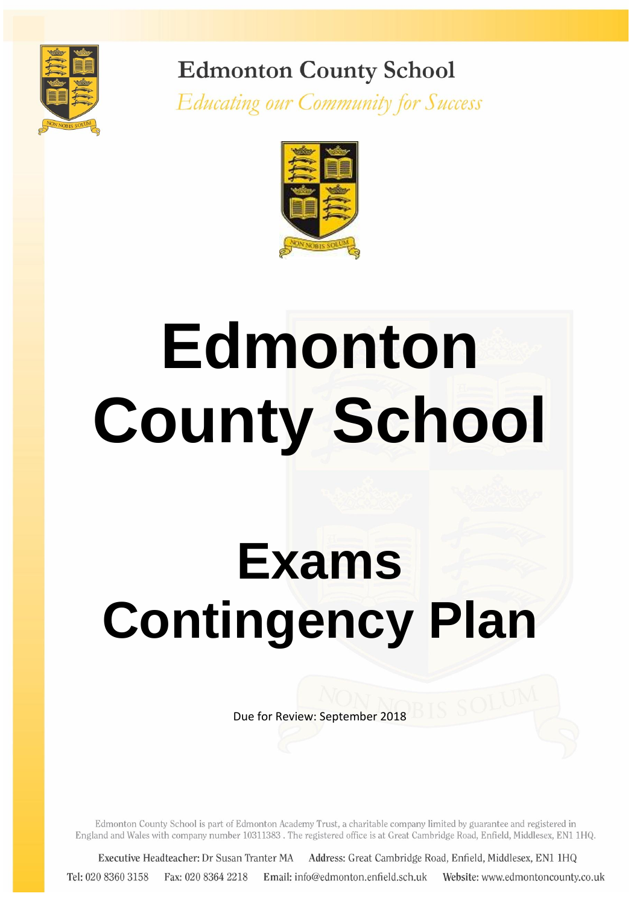Edmonton County School

*Educating our Community for Success*

# Edmonton County School

# Exams Contingency Plan

Due for Review: September 2018

Edmonton County School is part of Edmonton Academy Trust, a charitable company limited by guarantee and registered in England and Wales with company number 10311383 . The registered office is at Great Cambridge Road, Enfield, Middlesex, EN1 1HQ.

**Executive Headteacher:** Dr Susan Tranter MA **Address:** Great Cambridge Road, Enfield, Middlesex, EN1 1HQ

**Tel:** 020 8360 3158 **Fax:** 020 8364 2218 **Email:** info@edmonton.enfield.sch.uk **Website:** www.edmontoncounty.co.uk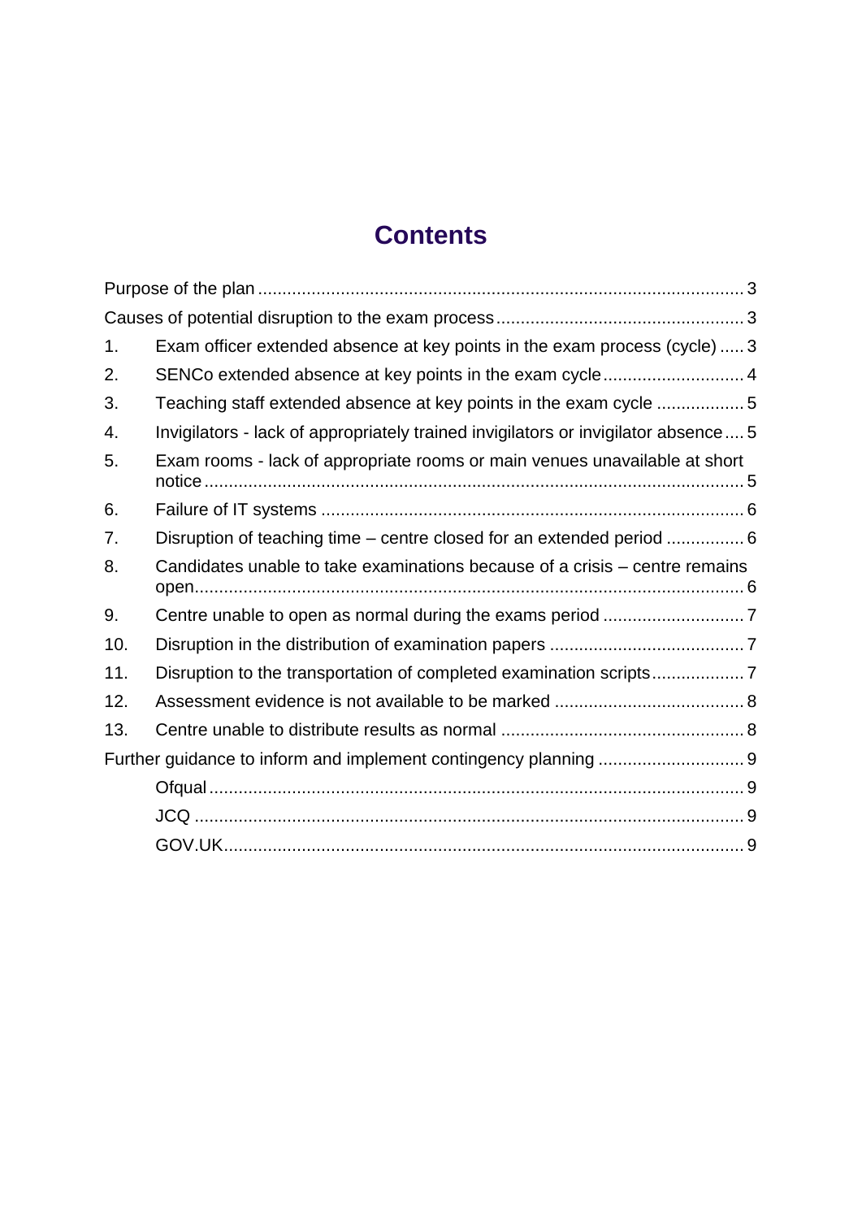# Contents

- Purpose of the plan ... 3
- Causes of potential disruption to the exam process ... 3
  1. Exam officer extended absence at key points in the exam process (cycle) ... 3
  2. SENCo extended absence at key points in the exam cycle ... 4
  3. Teaching staff extended absence at key points in the exam cycle ... 5
  4. Invigilators - lack of appropriately trained invigilators or invigilator absence ... 5
  5. Exam rooms - lack of appropriate rooms or main venues unavailable at short notice ... 5
  6. Failure of IT systems ... 6
  7. Disruption of teaching time – centre closed for an extended period ... 6
  8. Candidates unable to take examinations because of a crisis – centre remains open ... 6
  9. Centre unable to open as normal during the exams period ... 7
  10. Disruption in the distribution of examination papers ... 7
  11. Disruption to the transportation of completed examination scripts ... 7
  12. Assessment evidence is not available to be marked ... 8
  13. Centre unable to distribute results as normal ... 8
- Further guidance to inform and implement contingency planning ... 9
  - Ofqual ... 9
  - JCQ ... 9
  - GOV.UK ... 9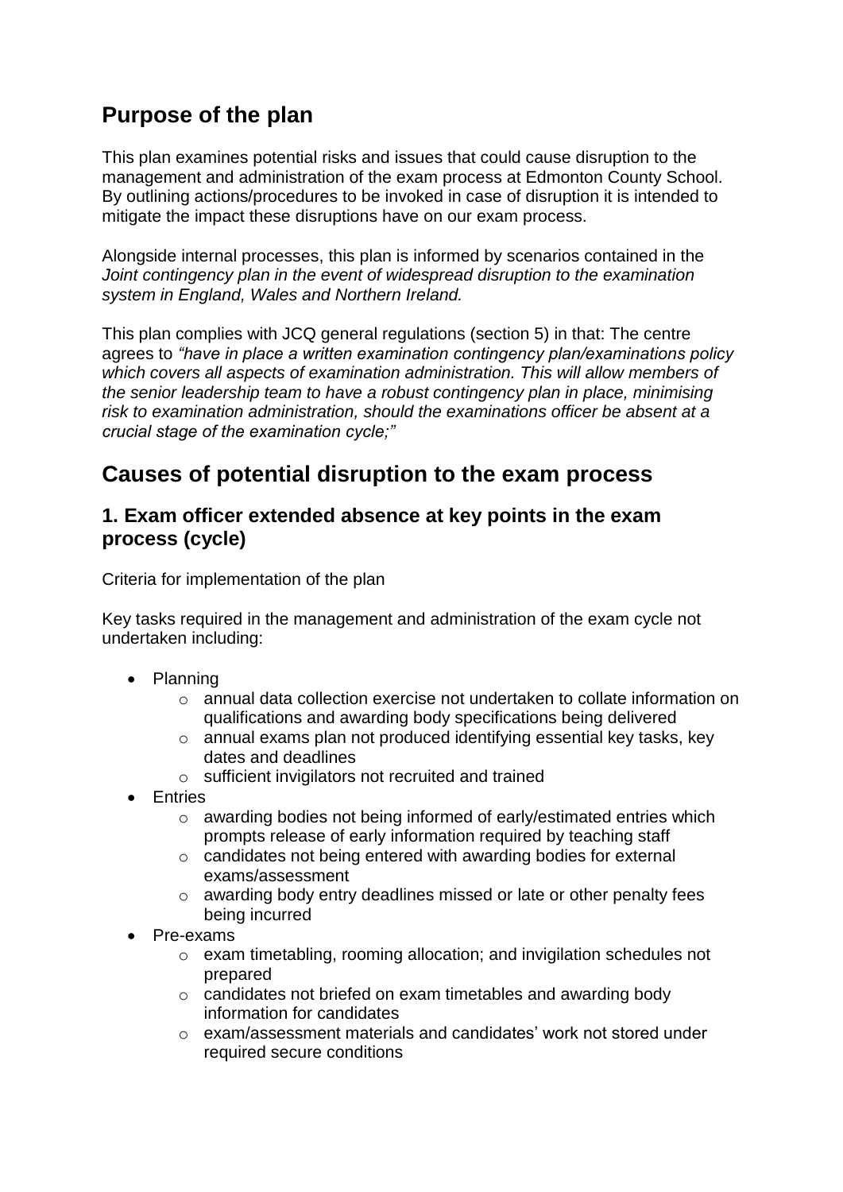## Purpose of the plan

This plan examines potential risks and issues that could cause disruption to the management and administration of the exam process at Edmonton County School. By outlining actions/procedures to be invoked in case of disruption it is intended to mitigate the impact these disruptions have on our exam process.

Alongside internal processes, this plan is informed by scenarios contained in the *Joint contingency plan in the event of widespread disruption to the examination system in England, Wales and Northern Ireland.*

This plan complies with JCQ general regulations (section 5) in that: The centre agrees to *"have in place a written examination contingency plan/examinations policy which covers all aspects of examination administration. This will allow members of the senior leadership team to have a robust contingency plan in place, minimising risk to examination administration, should the examinations officer be absent at a crucial stage of the examination cycle;"*

## Causes of potential disruption to the exam process

### 1. Exam officer extended absence at key points in the exam process (cycle)

Criteria for implementation of the plan

Key tasks required in the management and administration of the exam cycle not undertaken including:

- Planning
    - annual data collection exercise not undertaken to collate information on qualifications and awarding body specifications being delivered
    - annual exams plan not produced identifying essential key tasks, key dates and deadlines
    - sufficient invigilators not recruited and trained
- Entries
    - awarding bodies not being informed of early/estimated entries which prompts release of early information required by teaching staff
    - candidates not being entered with awarding bodies for external exams/assessment
    - awarding body entry deadlines missed or late or other penalty fees being incurred
- Pre-exams
    - exam timetabling, rooming allocation; and invigilation schedules not prepared
    - candidates not briefed on exam timetables and awarding body information for candidates
    - exam/assessment materials and candidates' work not stored under required secure conditions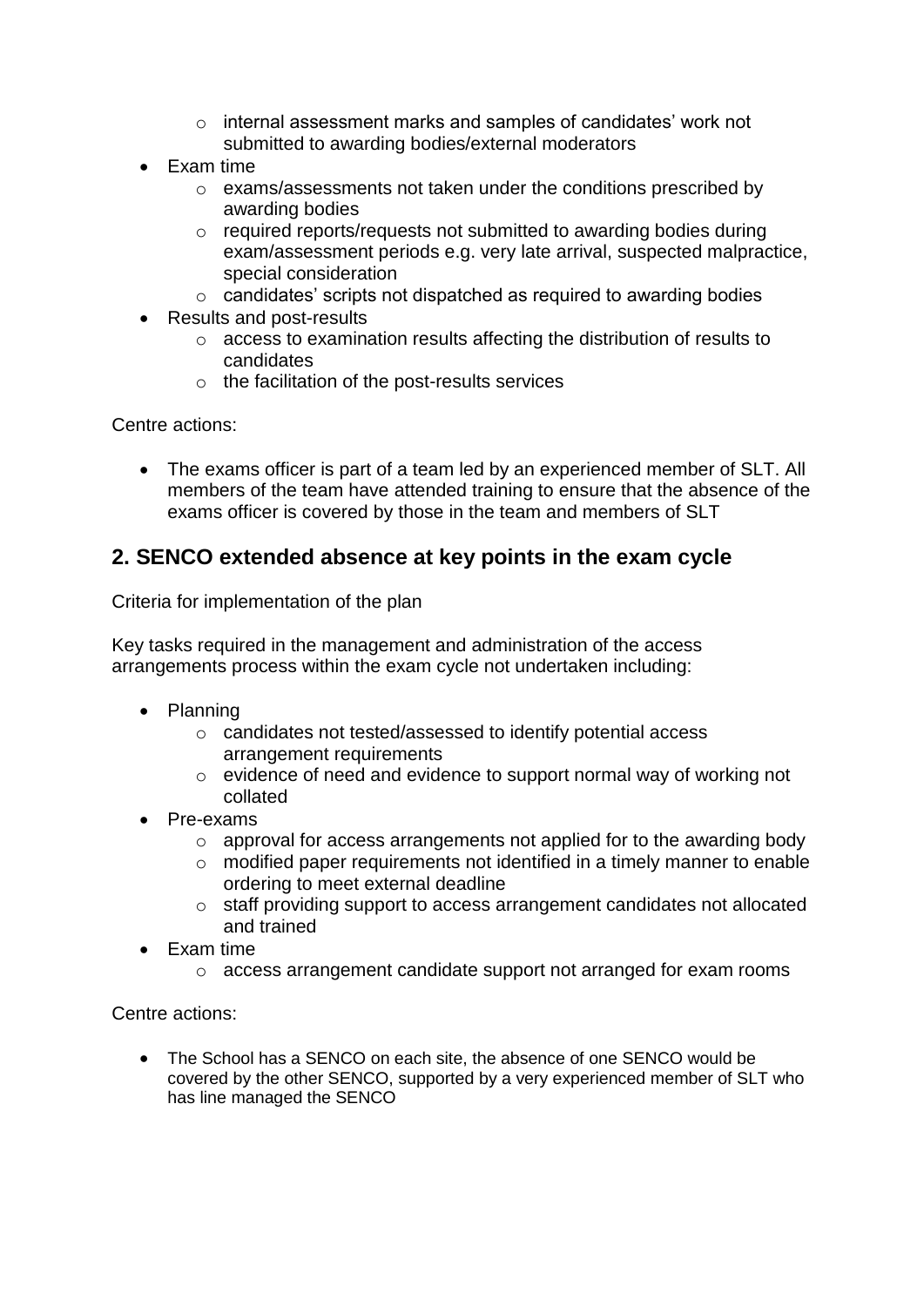- internal assessment marks and samples of candidates' work not submitted to awarding bodies/external moderators
- Exam time
    - exams/assessments not taken under the conditions prescribed by awarding bodies
    - required reports/requests not submitted to awarding bodies during exam/assessment periods e.g. very late arrival, suspected malpractice, special consideration
    - candidates' scripts not dispatched as required to awarding bodies
- Results and post-results
    - access to examination results affecting the distribution of results to candidates
    - the facilitation of the post-results services

Centre actions:

- The exams officer is part of a team led by an experienced member of SLT. All members of the team have attended training to ensure that the absence of the exams officer is covered by those in the team and members of SLT

## 2. SENCO extended absence at key points in the exam cycle

Criteria for implementation of the plan

Key tasks required in the management and administration of the access arrangements process within the exam cycle not undertaken including:

- Planning
    - candidates not tested/assessed to identify potential access arrangement requirements
    - evidence of need and evidence to support normal way of working not collated
- Pre-exams
    - approval for access arrangements not applied for to the awarding body
    - modified paper requirements not identified in a timely manner to enable ordering to meet external deadline
    - staff providing support to access arrangement candidates not allocated and trained
- Exam time
    - access arrangement candidate support not arranged for exam rooms

Centre actions:

- The School has a SENCO on each site, the absence of one SENCO would be covered by the other SENCO, supported by a very experienced member of SLT who has line managed the SENCO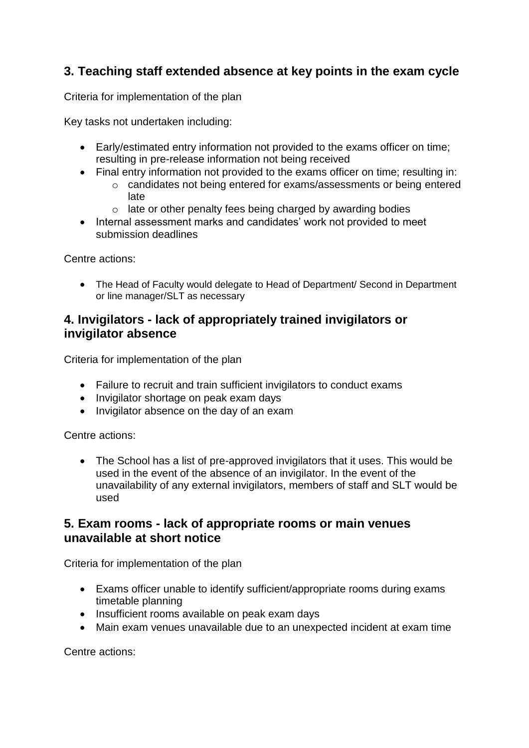## 3. Teaching staff extended absence at key points in the exam cycle

Criteria for implementation of the plan

Key tasks not undertaken including:

- Early/estimated entry information not provided to the exams officer on time; resulting in pre-release information not being received
- Final entry information not provided to the exams officer on time; resulting in:
    - candidates not being entered for exams/assessments or being entered late
    - late or other penalty fees being charged by awarding bodies
- Internal assessment marks and candidates' work not provided to meet submission deadlines

Centre actions:

- The Head of Faculty would delegate to Head of Department/ Second in Department or line manager/SLT as necessary

## 4. Invigilators - lack of appropriately trained invigilators or invigilator absence

Criteria for implementation of the plan

- Failure to recruit and train sufficient invigilators to conduct exams
- Invigilator shortage on peak exam days
- Invigilator absence on the day of an exam

Centre actions:

- The School has a list of pre-approved invigilators that it uses. This would be used in the event of the absence of an invigilator. In the event of the unavailability of any external invigilators, members of staff and SLT would be used

## 5. Exam rooms - lack of appropriate rooms or main venues unavailable at short notice

Criteria for implementation of the plan

- Exams officer unable to identify sufficient/appropriate rooms during exams timetable planning
- Insufficient rooms available on peak exam days
- Main exam venues unavailable due to an unexpected incident at exam time

Centre actions: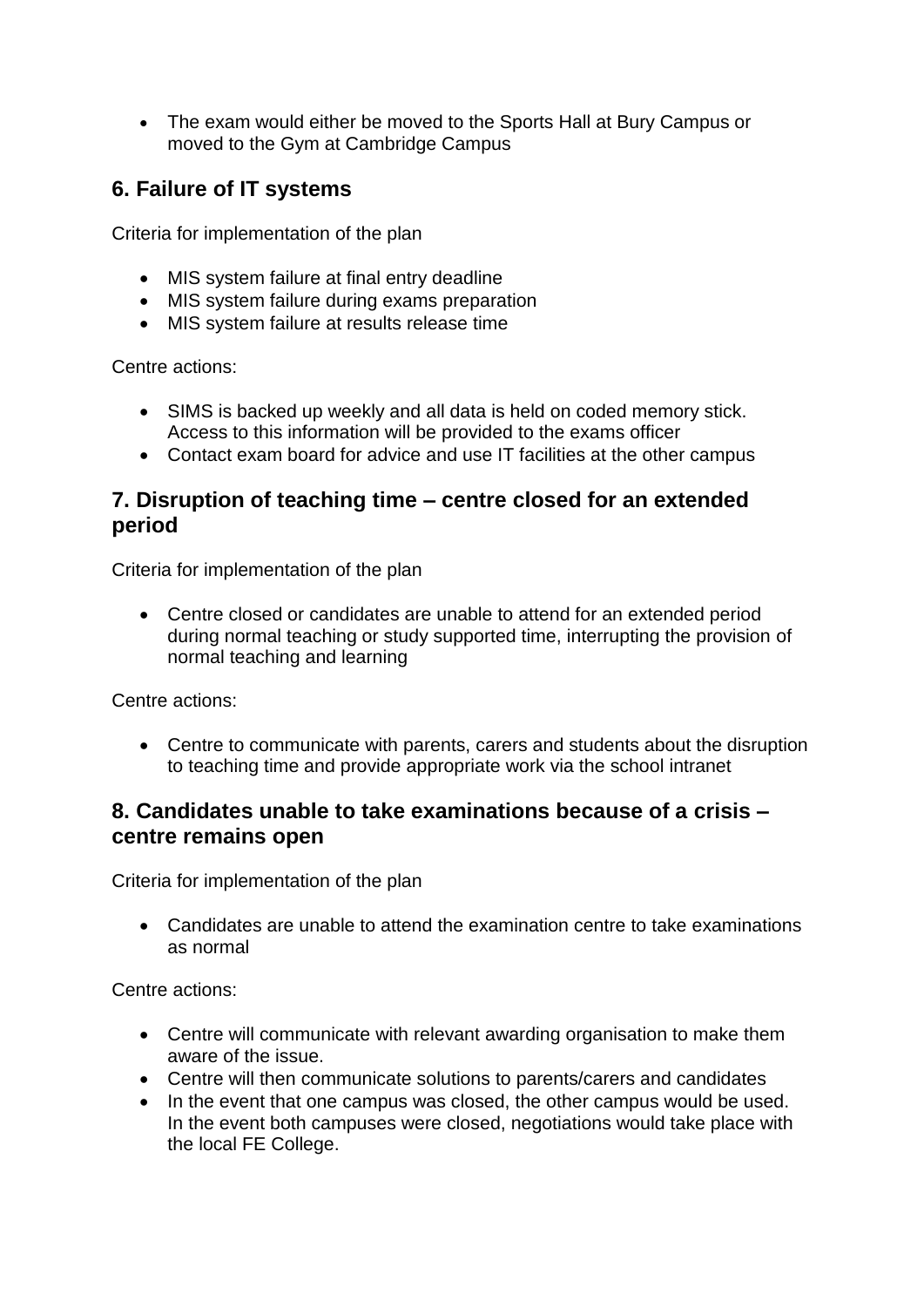- The exam would either be moved to the Sports Hall at Bury Campus or moved to the Gym at Cambridge Campus

## 6. Failure of IT systems

Criteria for implementation of the plan

- MIS system failure at final entry deadline
- MIS system failure during exams preparation
- MIS system failure at results release time

Centre actions:

- SIMS is backed up weekly and all data is held on coded memory stick. Access to this information will be provided to the exams officer
- Contact exam board for advice and use IT facilities at the other campus

## 7. Disruption of teaching time – centre closed for an extended period

Criteria for implementation of the plan

- Centre closed or candidates are unable to attend for an extended period during normal teaching or study supported time, interrupting the provision of normal teaching and learning

Centre actions:

- Centre to communicate with parents, carers and students about the disruption to teaching time and provide appropriate work via the school intranet

## 8. Candidates unable to take examinations because of a crisis – centre remains open

Criteria for implementation of the plan

- Candidates are unable to attend the examination centre to take examinations as normal

Centre actions:

- Centre will communicate with relevant awarding organisation to make them aware of the issue.
- Centre will then communicate solutions to parents/carers and candidates
- In the event that one campus was closed, the other campus would be used. In the event both campuses were closed, negotiations would take place with the local FE College.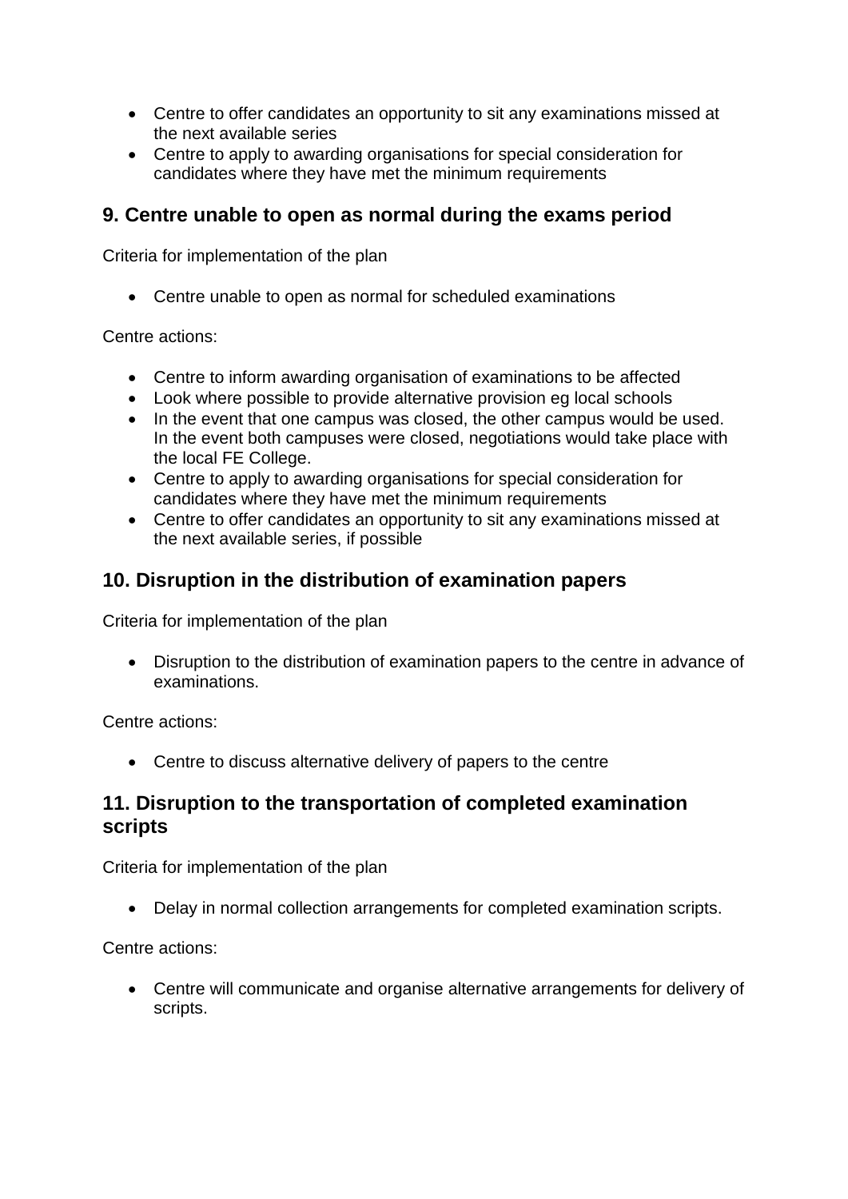- Centre to offer candidates an opportunity to sit any examinations missed at the next available series
- Centre to apply to awarding organisations for special consideration for candidates where they have met the minimum requirements

## 9. Centre unable to open as normal during the exams period

Criteria for implementation of the plan

- Centre unable to open as normal for scheduled examinations

Centre actions:

- Centre to inform awarding organisation of examinations to be affected
- Look where possible to provide alternative provision eg local schools
- In the event that one campus was closed, the other campus would be used. In the event both campuses were closed, negotiations would take place with the local FE College.
- Centre to apply to awarding organisations for special consideration for candidates where they have met the minimum requirements
- Centre to offer candidates an opportunity to sit any examinations missed at the next available series, if possible

## 10. Disruption in the distribution of examination papers

Criteria for implementation of the plan

- Disruption to the distribution of examination papers to the centre in advance of examinations.

Centre actions:

- Centre to discuss alternative delivery of papers to the centre

## 11. Disruption to the transportation of completed examination scripts

Criteria for implementation of the plan

- Delay in normal collection arrangements for completed examination scripts.

Centre actions:

- Centre will communicate and organise alternative arrangements for delivery of scripts.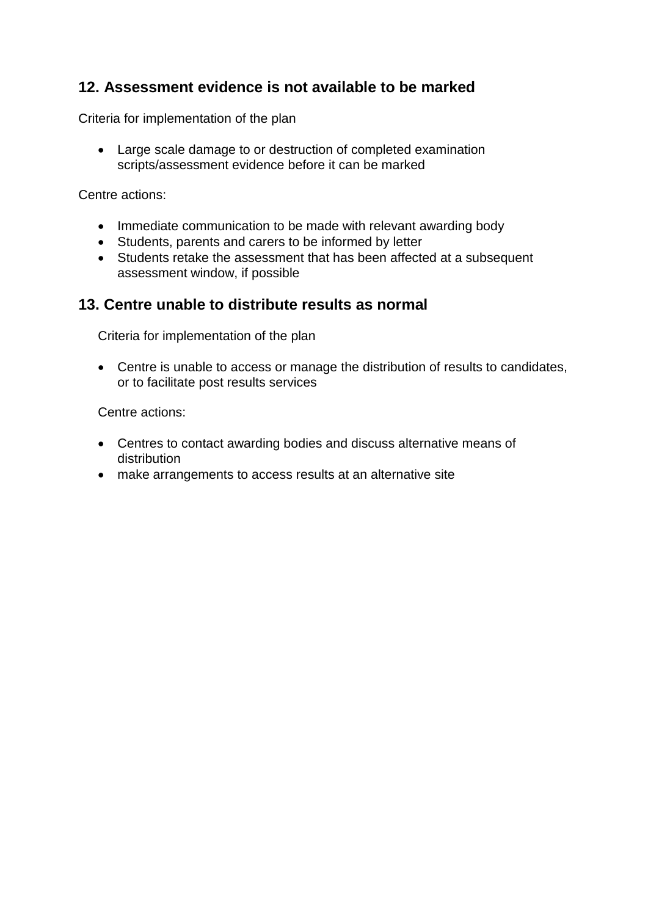## 12. Assessment evidence is not available to be marked

Criteria for implementation of the plan

- Large scale damage to or destruction of completed examination scripts/assessment evidence before it can be marked

Centre actions:

- Immediate communication to be made with relevant awarding body
- Students, parents and carers to be informed by letter
- Students retake the assessment that has been affected at a subsequent assessment window, if possible

## 13. Centre unable to distribute results as normal

Criteria for implementation of the plan

- Centre is unable to access or manage the distribution of results to candidates, or to facilitate post results services

Centre actions:

- Centres to contact awarding bodies and discuss alternative means of distribution
- make arrangements to access results at an alternative site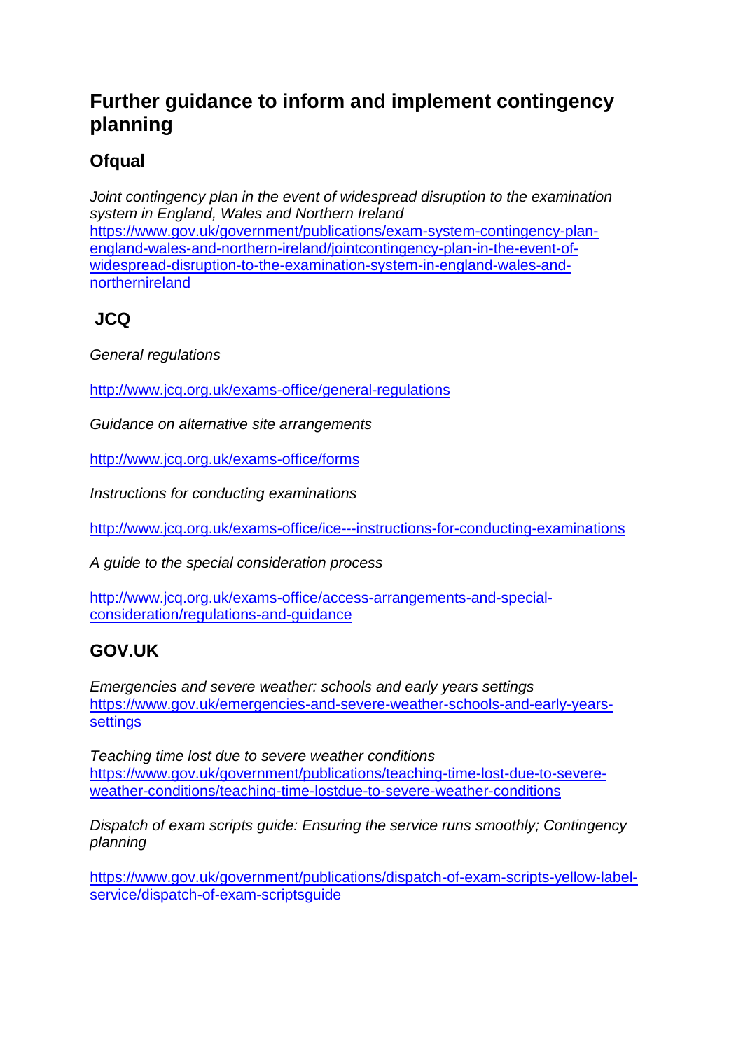# Further guidance to inform and implement contingency planning

## Ofqual

*Joint contingency plan in the event of widespread disruption to the examination system in England, Wales and Northern Ireland*
https://www.gov.uk/government/publications/exam-system-contingency-plan-england-wales-and-northern-ireland/jointcontingency-plan-in-the-event-of-widespread-disruption-to-the-examination-system-in-england-wales-and-northernireland

## JCQ

*General regulations*

http://www.jcq.org.uk/exams-office/general-regulations

*Guidance on alternative site arrangements*

http://www.jcq.org.uk/exams-office/forms

*Instructions for conducting examinations*

http://www.jcq.org.uk/exams-office/ice---instructions-for-conducting-examinations

*A guide to the special consideration process*

http://www.jcq.org.uk/exams-office/access-arrangements-and-special-consideration/regulations-and-guidance

## GOV.UK

*Emergencies and severe weather: schools and early years settings*
https://www.gov.uk/emergencies-and-severe-weather-schools-and-early-years-settings

*Teaching time lost due to severe weather conditions*
https://www.gov.uk/government/publications/teaching-time-lost-due-to-severe-weather-conditions/teaching-time-lostdue-to-severe-weather-conditions

*Dispatch of exam scripts guide: Ensuring the service runs smoothly; Contingency planning*

https://www.gov.uk/government/publications/dispatch-of-exam-scripts-yellow-label-service/dispatch-of-exam-scriptsguide